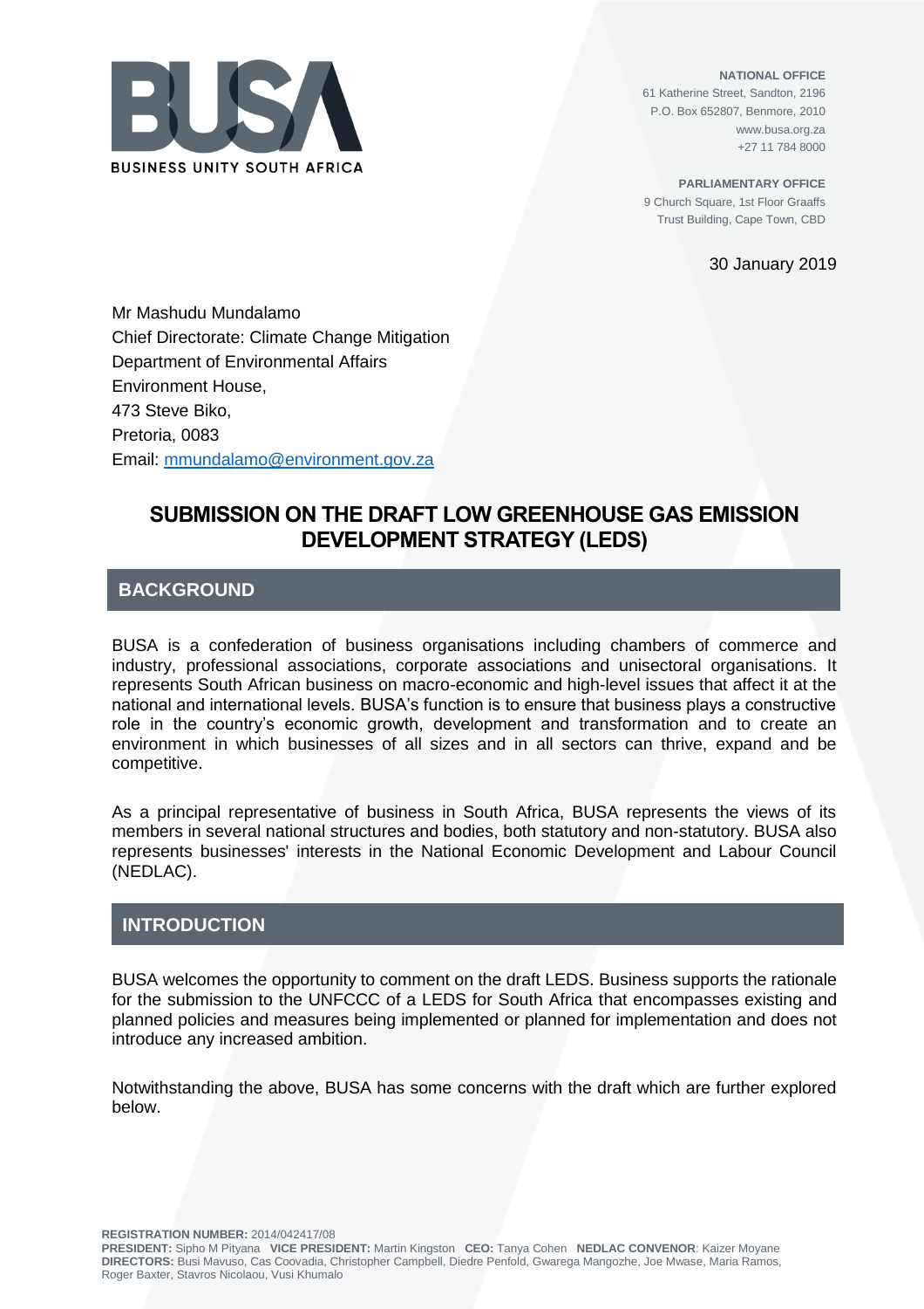BUSINESS UNITY SOUTH AFRICA

**NATIONAL OFFICE**
61 Katherine Street, Sandton, 2196
P.O. Box 652807, Benmore, 2010
www.busa.org.za
+27 11 784 8000

**PARLIAMENTARY OFFICE**
9 Church Square, 1st Floor Graaffs Trust Building, Cape Town, CBD

30 January 2019

Mr Mashudu Mundalamo
Chief Directorate: Climate Change Mitigation
Department of Environmental Affairs
Environment House,
473 Steve Biko,
Pretoria, 0083
Email: mmundalamo@environment.gov.za

# SUBMISSION ON THE DRAFT LOW GREENHOUSE GAS EMISSION DEVELOPMENT STRATEGY (LEDS)

## BACKGROUND

BUSA is a confederation of business organisations including chambers of commerce and industry, professional associations, corporate associations and unisectoral organisations. It represents South African business on macro-economic and high-level issues that affect it at the national and international levels. BUSA's function is to ensure that business plays a constructive role in the country's economic growth, development and transformation and to create an environment in which businesses of all sizes and in all sectors can thrive, expand and be competitive.

As a principal representative of business in South Africa, BUSA represents the views of its members in several national structures and bodies, both statutory and non-statutory. BUSA also represents businesses' interests in the National Economic Development and Labour Council (NEDLAC).

## INTRODUCTION

BUSA welcomes the opportunity to comment on the draft LEDS. Business supports the rationale for the submission to the UNFCCC of a LEDS for South Africa that encompasses existing and planned policies and measures being implemented or planned for implementation and does not introduce any increased ambition.

Notwithstanding the above, BUSA has some concerns with the draft which are further explored below.

**REGISTRATION NUMBER:** 2014/042417/08
**PRESIDENT:** Sipho M Pityana **VICE PRESIDENT:** Martin Kingston **CEO:** Tanya Cohen **NEDLAC CONVENOR**: Kaizer Moyane
**DIRECTORS:** Busi Mavuso, Cas Coovadia, Christopher Campbell, Diedre Penfold, Gwarega Mangozhe, Joe Mwase, Maria Ramos, Roger Baxter, Stavros Nicolaou, Vusi Khumalo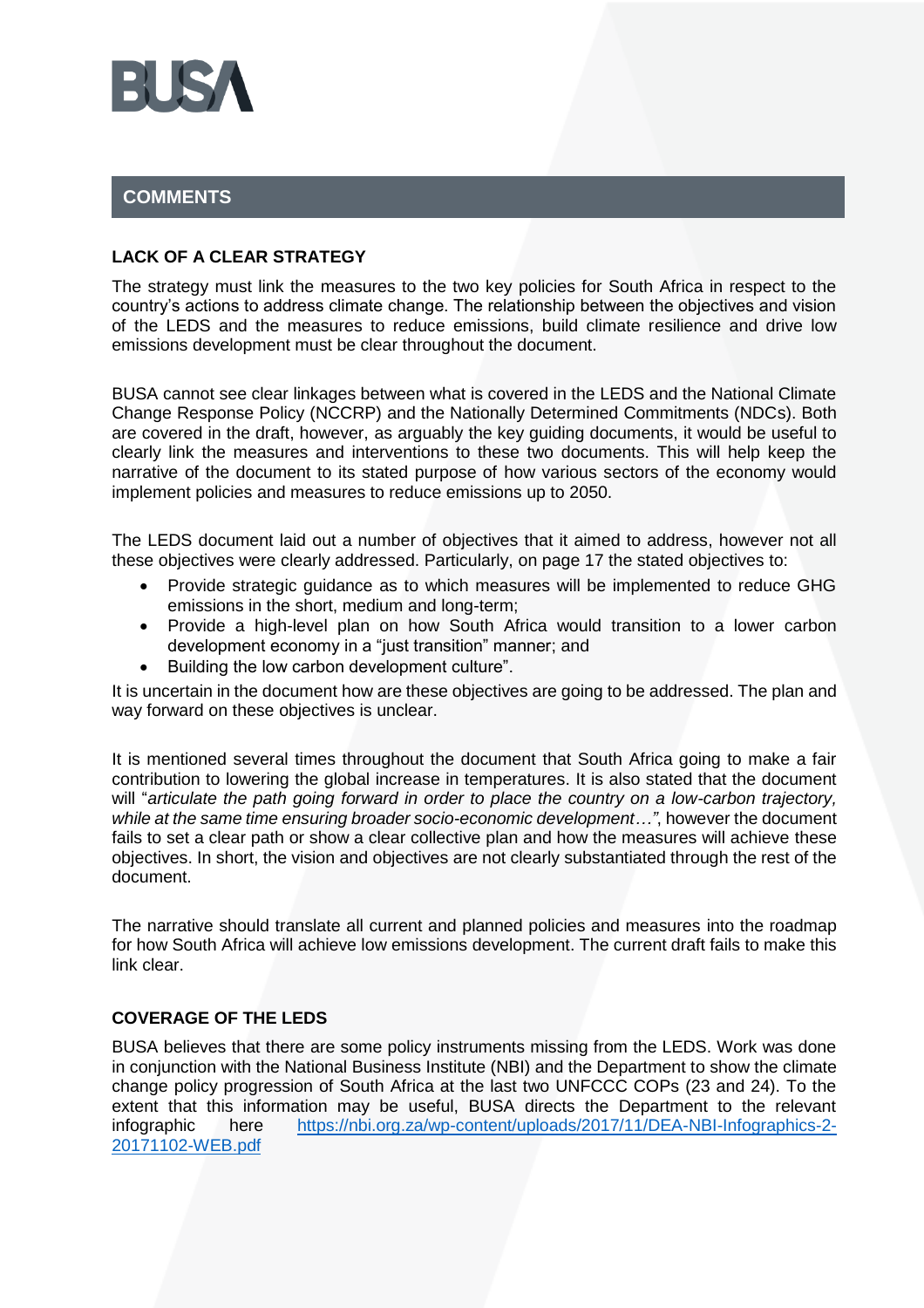## COMMENTS

### LACK OF A CLEAR STRATEGY

The strategy must link the measures to the two key policies for South Africa in respect to the country's actions to address climate change. The relationship between the objectives and vision of the LEDS and the measures to reduce emissions, build climate resilience and drive low emissions development must be clear throughout the document.

BUSA cannot see clear linkages between what is covered in the LEDS and the National Climate Change Response Policy (NCCRP) and the Nationally Determined Commitments (NDCs). Both are covered in the draft, however, as arguably the key guiding documents, it would be useful to clearly link the measures and interventions to these two documents. This will help keep the narrative of the document to its stated purpose of how various sectors of the economy would implement policies and measures to reduce emissions up to 2050.

The LEDS document laid out a number of objectives that it aimed to address, however not all these objectives were clearly addressed. Particularly, on page 17 the stated objectives to:

- Provide strategic guidance as to which measures will be implemented to reduce GHG emissions in the short, medium and long-term;
- Provide a high-level plan on how South Africa would transition to a lower carbon development economy in a "just transition" manner; and
- Building the low carbon development culture".

It is uncertain in the document how are these objectives are going to be addressed. The plan and way forward on these objectives is unclear.

It is mentioned several times throughout the document that South Africa going to make a fair contribution to lowering the global increase in temperatures. It is also stated that the document will "*articulate the path going forward in order to place the country on a low-carbon trajectory, while at the same time ensuring broader socio-economic development…"*, however the document fails to set a clear path or show a clear collective plan and how the measures will achieve these objectives. In short, the vision and objectives are not clearly substantiated through the rest of the document.

The narrative should translate all current and planned policies and measures into the roadmap for how South Africa will achieve low emissions development. The current draft fails to make this link clear.

### COVERAGE OF THE LEDS

BUSA believes that there are some policy instruments missing from the LEDS. Work was done in conjunction with the National Business Institute (NBI) and the Department to show the climate change policy progression of South Africa at the last two UNFCCC COPs (23 and 24). To the extent that this information may be useful, BUSA directs the Department to the relevant infographic here https://nbi.org.za/wp-content/uploads/2017/11/DEA-NBI-Infographics-2-20171102-WEB.pdf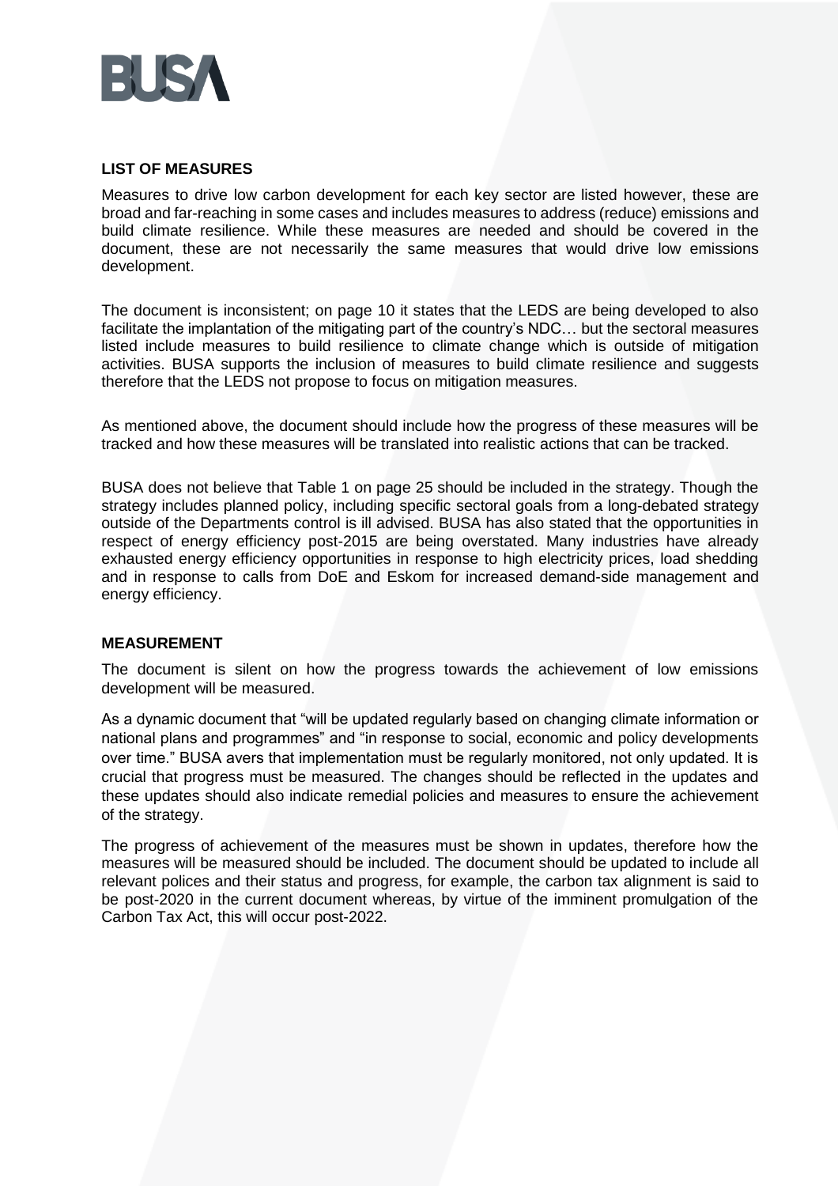## LIST OF MEASURES

Measures to drive low carbon development for each key sector are listed however, these are broad and far-reaching in some cases and includes measures to address (reduce) emissions and build climate resilience. While these measures are needed and should be covered in the document, these are not necessarily the same measures that would drive low emissions development.

The document is inconsistent; on page 10 it states that the LEDS are being developed to also facilitate the implantation of the mitigating part of the country's NDC… but the sectoral measures listed include measures to build resilience to climate change which is outside of mitigation activities. BUSA supports the inclusion of measures to build climate resilience and suggests therefore that the LEDS not propose to focus on mitigation measures.

As mentioned above, the document should include how the progress of these measures will be tracked and how these measures will be translated into realistic actions that can be tracked.

BUSA does not believe that Table 1 on page 25 should be included in the strategy. Though the strategy includes planned policy, including specific sectoral goals from a long-debated strategy outside of the Departments control is ill advised. BUSA has also stated that the opportunities in respect of energy efficiency post-2015 are being overstated. Many industries have already exhausted energy efficiency opportunities in response to high electricity prices, load shedding and in response to calls from DoE and Eskom for increased demand-side management and energy efficiency.

## MEASUREMENT

The document is silent on how the progress towards the achievement of low emissions development will be measured.

As a dynamic document that "will be updated regularly based on changing climate information or national plans and programmes" and "in response to social, economic and policy developments over time." BUSA avers that implementation must be regularly monitored, not only updated. It is crucial that progress must be measured. The changes should be reflected in the updates and these updates should also indicate remedial policies and measures to ensure the achievement of the strategy.

The progress of achievement of the measures must be shown in updates, therefore how the measures will be measured should be included. The document should be updated to include all relevant polices and their status and progress, for example, the carbon tax alignment is said to be post-2020 in the current document whereas, by virtue of the imminent promulgation of the Carbon Tax Act, this will occur post-2022.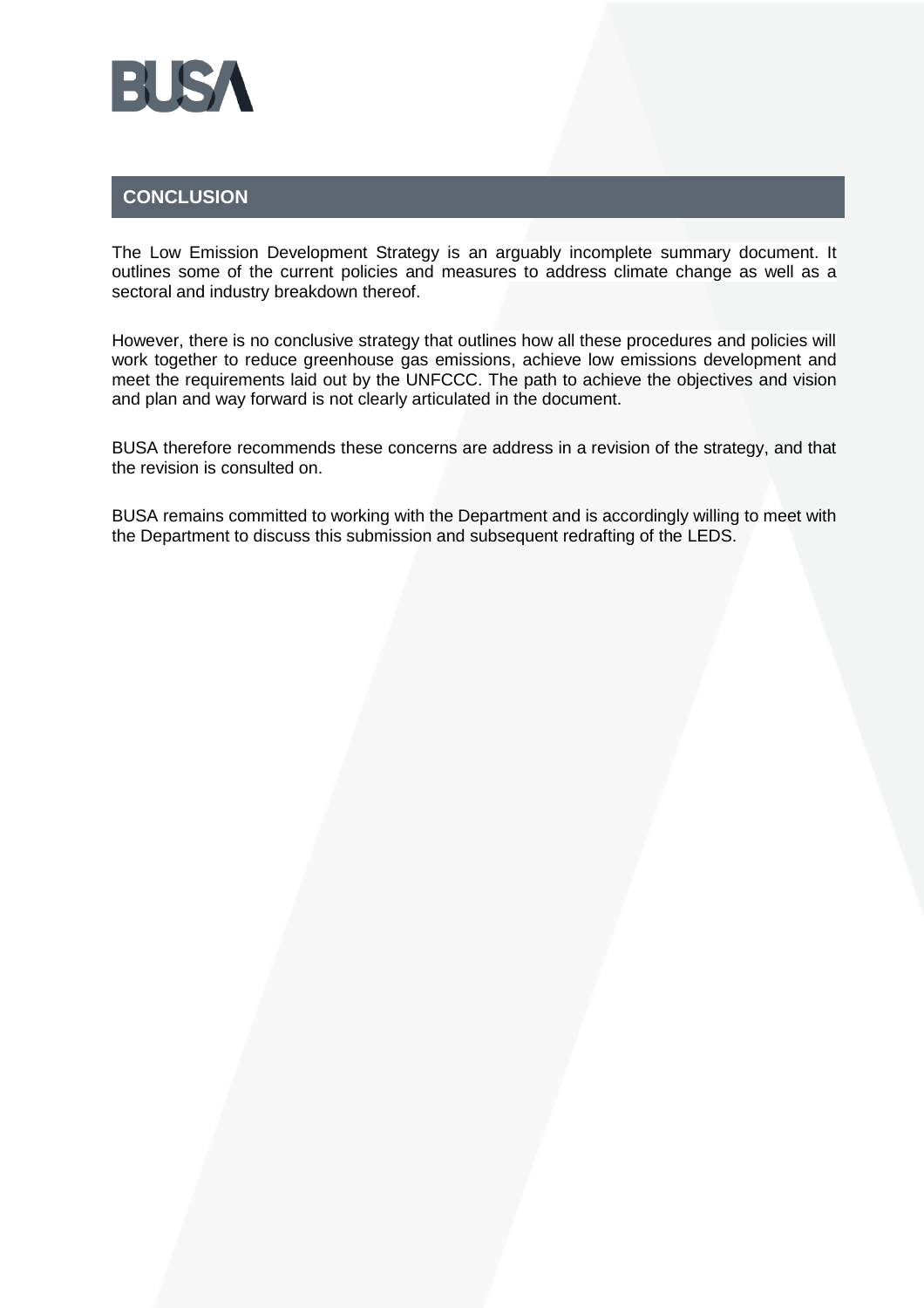## CONCLUSION

The Low Emission Development Strategy is an arguably incomplete summary document. It outlines some of the current policies and measures to address climate change as well as a sectoral and industry breakdown thereof.

However, there is no conclusive strategy that outlines how all these procedures and policies will work together to reduce greenhouse gas emissions, achieve low emissions development and meet the requirements laid out by the UNFCCC. The path to achieve the objectives and vision and plan and way forward is not clearly articulated in the document.

BUSA therefore recommends these concerns are address in a revision of the strategy, and that the revision is consulted on.

BUSA remains committed to working with the Department and is accordingly willing to meet with the Department to discuss this submission and subsequent redrafting of the LEDS.